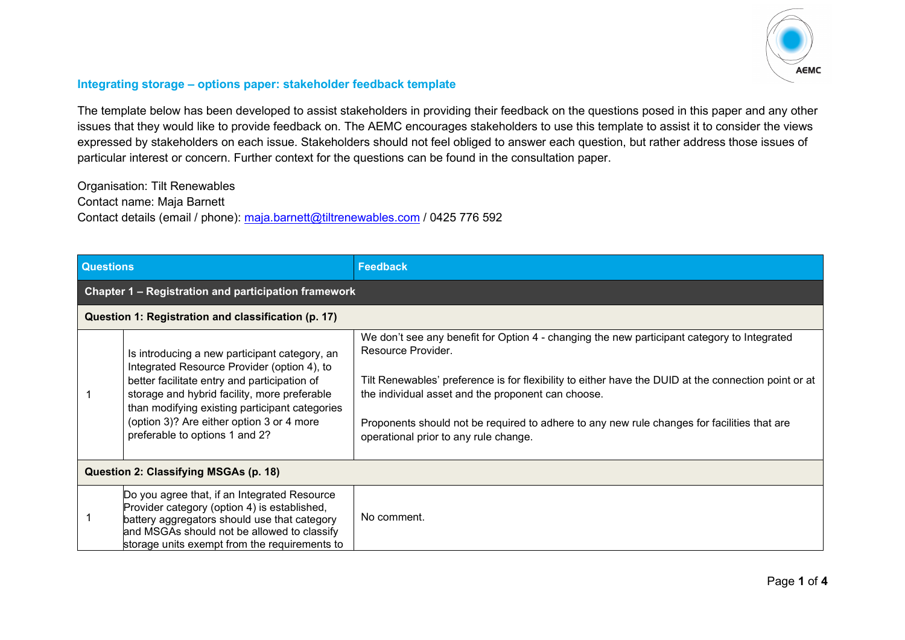## Integrating storage – options paper: stakeholder feedback template

The template below has been developed to assist stakeholders in providing their feedback on the questions posed in this paper and any other issues that they would like to provide feedback on. The AEMC encourages stakeholders to use this template to assist it to consider the views expressed by stakeholders on each issue. Stakeholders should not feel obliged to answer each question, but rather address those issues of particular interest or concern. Further context for the questions can be found in the consultation paper.

Organisation: Tilt Renewables
Contact name: Maja Barnett
Contact details (email / phone): maja.barnett@tiltrenewables.com / 0425 776 592

| Questions | | Feedback |
|---|---|---|
| **Chapter 1 – Registration and participation framework** | | |
| **Question 1: Registration and classification (p. 17)** | | |
| 1 | Is introducing a new participant category, an Integrated Resource Provider (option 4), to better facilitate entry and participation of storage and hybrid facility, more preferable than modifying existing participant categories (option 3)? Are either option 3 or 4 more preferable to options 1 and 2? | We don't see any benefit for Option 4 - changing the new participant category to Integrated Resource Provider.<br><br>Tilt Renewables' preference is for flexibility to either have the DUID at the connection point or at the individual asset and the proponent can choose.<br><br>Proponents should not be required to adhere to any new rule changes for facilities that are operational prior to any rule change. |
| **Question 2: Classifying MSGAs (p. 18)** | | |
| 1 | Do you agree that, if an Integrated Resource Provider category (option 4) is established, battery aggregators should use that category and MSGAs should not be allowed to classify storage units exempt from the requirements to | No comment. |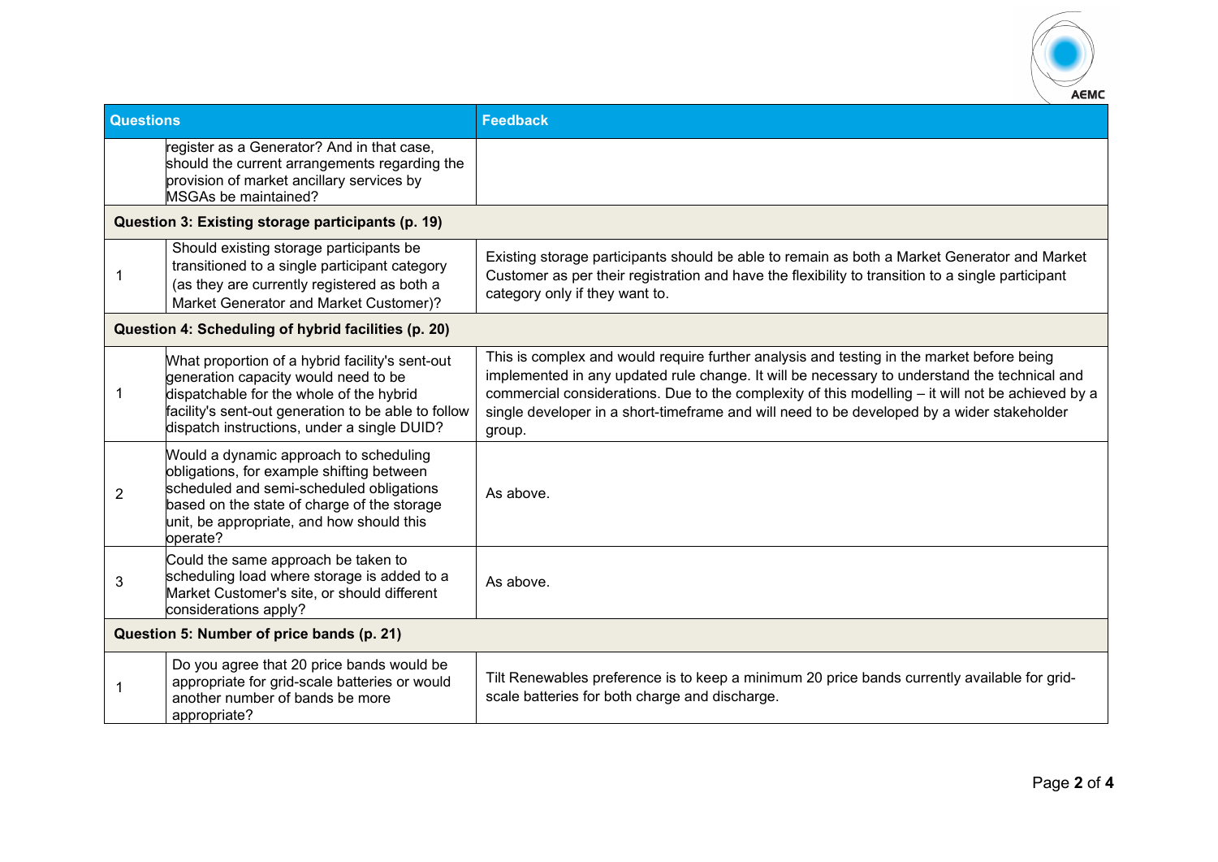| Questions | | Feedback |
|---|---|---|
| | register as a Generator? And in that case, should the current arrangements regarding the provision of market ancillary services by MSGAs be maintained? | |
| **Question 3: Existing storage participants (p. 19)** | | |
| 1 | Should existing storage participants be transitioned to a single participant category (as they are currently registered as both a Market Generator and Market Customer)? | Existing storage participants should be able to remain as both a Market Generator and Market Customer as per their registration and have the flexibility to transition to a single participant category only if they want to. |
| **Question 4: Scheduling of hybrid facilities (p. 20)** | | |
| 1 | What proportion of a hybrid facility's sent-out generation capacity would need to be dispatchable for the whole of the hybrid facility's sent-out generation to be able to follow dispatch instructions, under a single DUID? | This is complex and would require further analysis and testing in the market before being implemented in any updated rule change. It will be necessary to understand the technical and commercial considerations. Due to the complexity of this modelling – it will not be achieved by a single developer in a short-timeframe and will need to be developed by a wider stakeholder group. |
| 2 | Would a dynamic approach to scheduling obligations, for example shifting between scheduled and semi-scheduled obligations based on the state of charge of the storage unit, be appropriate, and how should this operate? | As above. |
| 3 | Could the same approach be taken to scheduling load where storage is added to a Market Customer's site, or should different considerations apply? | As above. |
| **Question 5: Number of price bands (p. 21)** | | |
| 1 | Do you agree that 20 price bands would be appropriate for grid-scale batteries or would another number of bands be more appropriate? | Tilt Renewables preference is to keep a minimum 20 price bands currently available for grid-scale batteries for both charge and discharge. |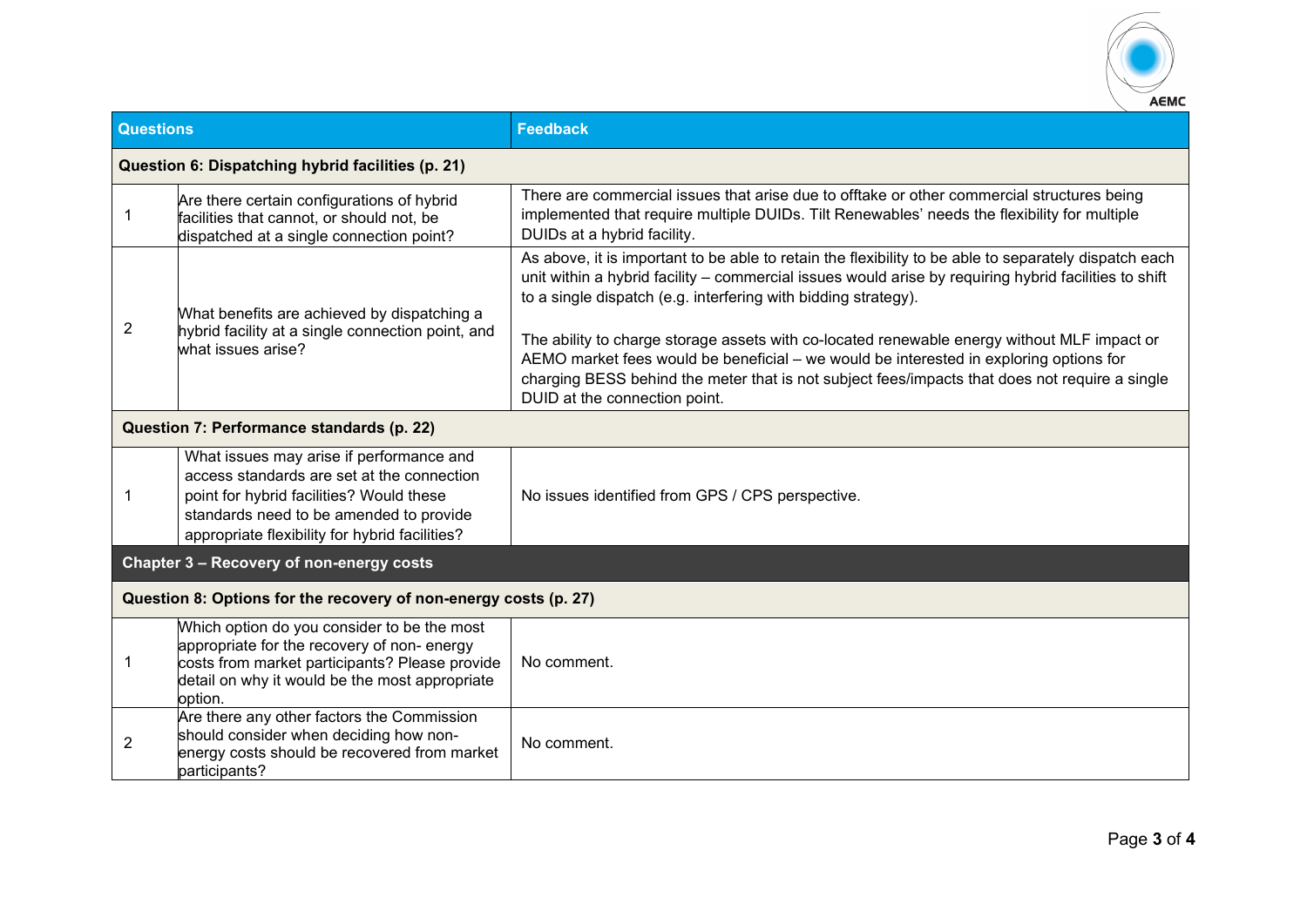| Questions | | Feedback |
|---|---|---|
| **Question 6: Dispatching hybrid facilities (p. 21)** | | |
| 1 | Are there certain configurations of hybrid facilities that cannot, or should not, be dispatched at a single connection point? | There are commercial issues that arise due to offtake or other commercial structures being implemented that require multiple DUIDs. Tilt Renewables' needs the flexibility for multiple DUIDs at a hybrid facility. |
| 2 | What benefits are achieved by dispatching a hybrid facility at a single connection point, and what issues arise? | As above, it is important to be able to retain the flexibility to be able to separately dispatch each unit within a hybrid facility – commercial issues would arise by requiring hybrid facilities to shift to a single dispatch (e.g. interfering with bidding strategy).<br><br>The ability to charge storage assets with co-located renewable energy without MLF impact or AEMO market fees would be beneficial – we would be interested in exploring options for charging BESS behind the meter that is not subject fees/impacts that does not require a single DUID at the connection point. |
| **Question 7: Performance standards (p. 22)** | | |
| 1 | What issues may arise if performance and access standards are set at the connection point for hybrid facilities? Would these standards need to be amended to provide appropriate flexibility for hybrid facilities? | No issues identified from GPS / CPS perspective. |
| **Chapter 3 – Recovery of non-energy costs** | | |
| **Question 8: Options for the recovery of non-energy costs (p. 27)** | | |
| 1 | Which option do you consider to be the most appropriate for the recovery of non- energy costs from market participants? Please provide detail on why it would be the most appropriate option. | No comment. |
| 2 | Are there any other factors the Commission should consider when deciding how non-energy costs should be recovered from market participants? | No comment. |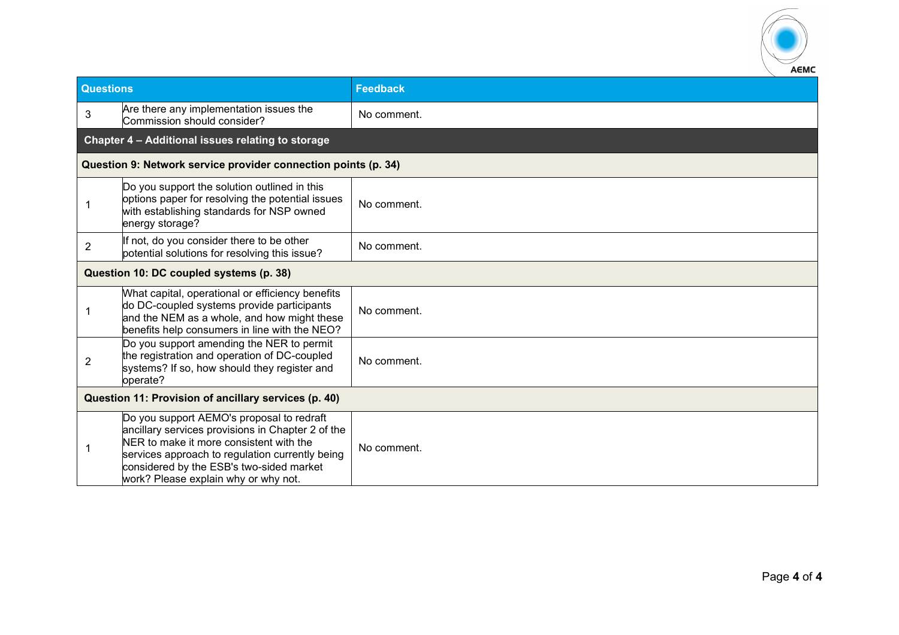| Questions | | Feedback |
|---|---|---|
| 3 | Are there any implementation issues the Commission should consider? | No comment. |
| **Chapter 4 – Additional issues relating to storage** | | |
| **Question 9: Network service provider connection points (p. 34)** | | |
| 1 | Do you support the solution outlined in this options paper for resolving the potential issues with establishing standards for NSP owned energy storage? | No comment. |
| 2 | If not, do you consider there to be other potential solutions for resolving this issue? | No comment. |
| **Question 10: DC coupled systems (p. 38)** | | |
| 1 | What capital, operational or efficiency benefits do DC-coupled systems provide participants and the NEM as a whole, and how might these benefits help consumers in line with the NEO? | No comment. |
| 2 | Do you support amending the NER to permit the registration and operation of DC-coupled systems? If so, how should they register and operate? | No comment. |
| **Question 11: Provision of ancillary services (p. 40)** | | |
| 1 | Do you support AEMO's proposal to redraft ancillary services provisions in Chapter 2 of the NER to make it more consistent with the services approach to regulation currently being considered by the ESB's two-sided market work? Please explain why or why not. | No comment. |